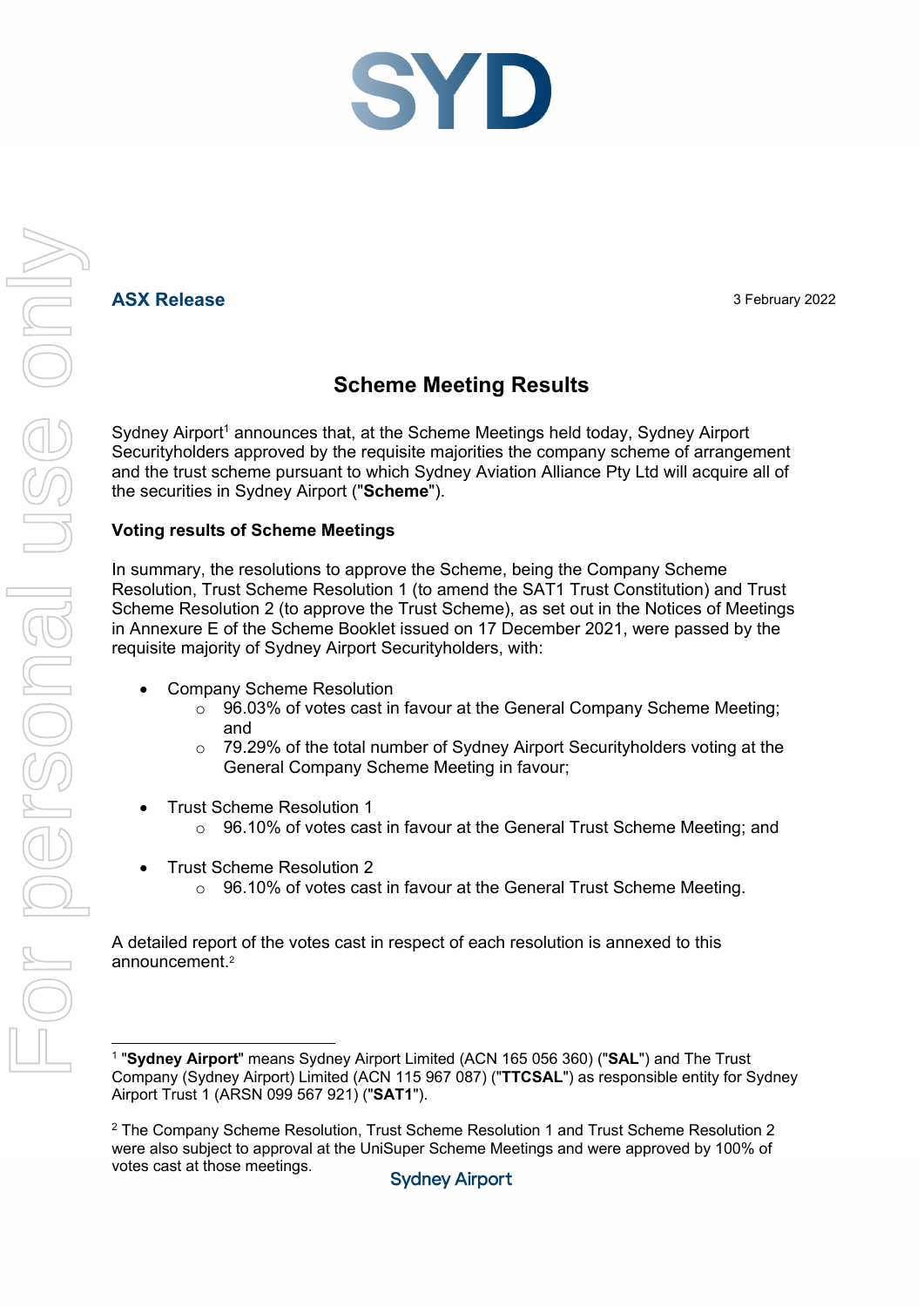SYD

**ASX Release**

3 February 2022

## Scheme Meeting Results

Sydney Airport[1] announces that, at the Scheme Meetings held today, Sydney Airport Securityholders approved by the requisite majorities the company scheme of arrangement and the trust scheme pursuant to which Sydney Aviation Alliance Pty Ltd will acquire all of the securities in Sydney Airport ("**Scheme**").

### Voting results of Scheme Meetings

In summary, the resolutions to approve the Scheme, being the Company Scheme Resolution, Trust Scheme Resolution 1 (to amend the SAT1 Trust Constitution) and Trust Scheme Resolution 2 (to approve the Trust Scheme), as set out in the Notices of Meetings in Annexure E of the Scheme Booklet issued on 17 December 2021, were passed by the requisite majority of Sydney Airport Securityholders, with:

- Company Scheme Resolution
  - 96.03% of votes cast in favour at the General Company Scheme Meeting; and
  - 79.29% of the total number of Sydney Airport Securityholders voting at the General Company Scheme Meeting in favour;
- Trust Scheme Resolution 1
  - 96.10% of votes cast in favour at the General Trust Scheme Meeting; and
- Trust Scheme Resolution 2
  - 96.10% of votes cast in favour at the General Trust Scheme Meeting.

A detailed report of the votes cast in respect of each resolution is annexed to this announcement.[2]

---

[1] "**Sydney Airport**" means Sydney Airport Limited (ACN 165 056 360) ("**SAL**") and The Trust Company (Sydney Airport) Limited (ACN 115 967 087) ("**TTCSAL**") as responsible entity for Sydney Airport Trust 1 (ARSN 099 567 921) ("**SAT1**").

[2] The Company Scheme Resolution, Trust Scheme Resolution 1 and Trust Scheme Resolution 2 were also subject to approval at the UniSuper Scheme Meetings and were approved by 100% of votes cast at those meetings.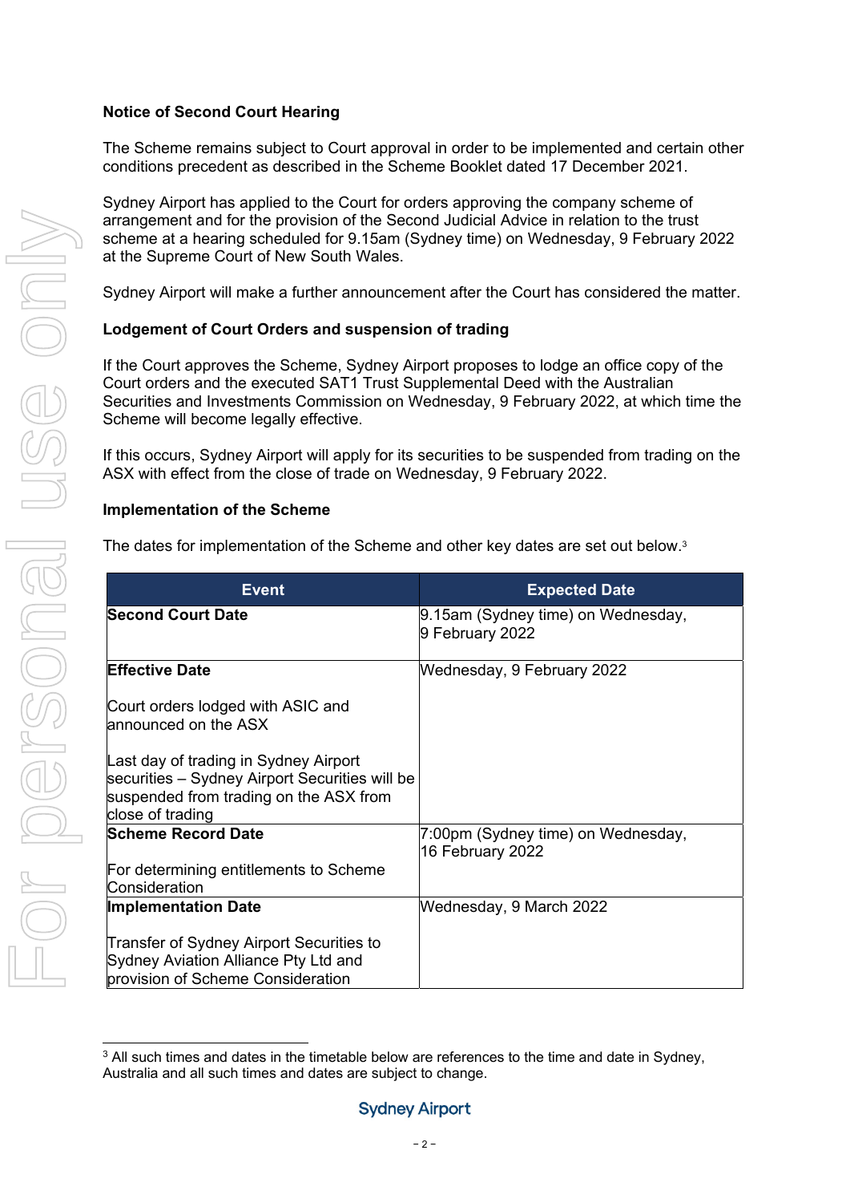**Notice of Second Court Hearing**

The Scheme remains subject to Court approval in order to be implemented and certain other conditions precedent as described in the Scheme Booklet dated 17 December 2021.

Sydney Airport has applied to the Court for orders approving the company scheme of arrangement and for the provision of the Second Judicial Advice in relation to the trust scheme at a hearing scheduled for 9.15am (Sydney time) on Wednesday, 9 February 2022 at the Supreme Court of New South Wales.

Sydney Airport will make a further announcement after the Court has considered the matter.

**Lodgement of Court Orders and suspension of trading**

If the Court approves the Scheme, Sydney Airport proposes to lodge an office copy of the Court orders and the executed SAT1 Trust Supplemental Deed with the Australian Securities and Investments Commission on Wednesday, 9 February 2022, at which time the Scheme will become legally effective.

If this occurs, Sydney Airport will apply for its securities to be suspended from trading on the ASX with effect from the close of trade on Wednesday, 9 February 2022.

**Implementation of the Scheme**

The dates for implementation of the Scheme and other key dates are set out below.[3]

| Event | Expected Date |
|---|---|
| **Second Court Date** | 9.15am (Sydney time) on Wednesday, 9 February 2022 |
| **Effective Date**<br><br>Court orders lodged with ASIC and announced on the ASX<br><br>Last day of trading in Sydney Airport securities – Sydney Airport Securities will be suspended from trading on the ASX from close of trading | Wednesday, 9 February 2022 |
| **Scheme Record Date**<br><br>For determining entitlements to Scheme Consideration | 7:00pm (Sydney time) on Wednesday, 16 February 2022 |
| **Implementation Date**<br><br>Transfer of Sydney Airport Securities to Sydney Aviation Alliance Pty Ltd and provision of Scheme Consideration | Wednesday, 9 March 2022 |

[3] All such times and dates in the timetable below are references to the time and date in Sydney, Australia and all such times and dates are subject to change.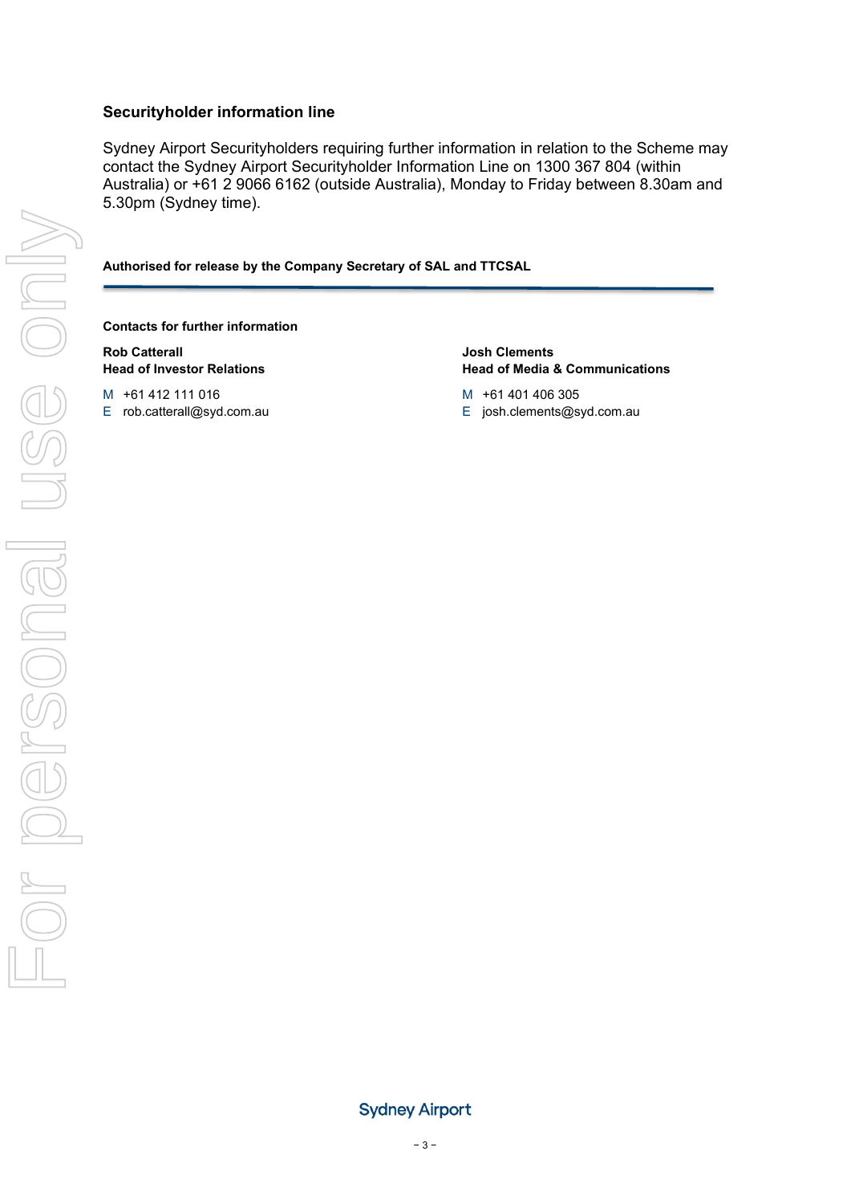### Securityholder information line

Sydney Airport Securityholders requiring further information in relation to the Scheme may contact the Sydney Airport Securityholder Information Line on 1300 367 804 (within Australia) or +61 2 9066 6162 (outside Australia), Monday to Friday between 8.30am and 5.30pm (Sydney time).

**Authorised for release by the Company Secretary of SAL and TTCSAL**

---

**Contacts for further information**

**Rob Catterall**
**Head of Investor Relations**

M +61 412 111 016
E rob.catterall@syd.com.au

**Josh Clements**
**Head of Media & Communications**

M +61 401 406 305
E josh.clements@syd.com.au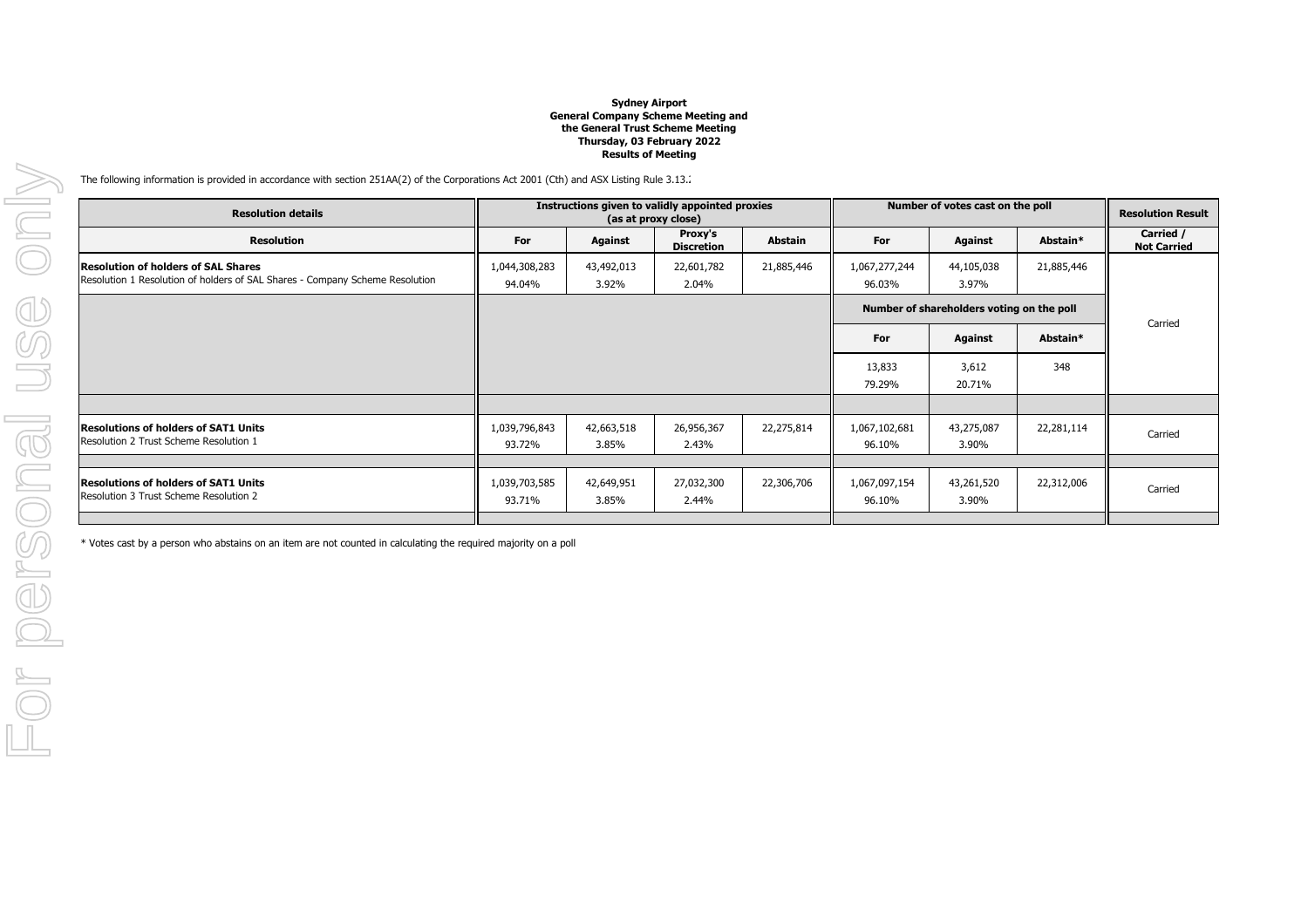**Sydney Airport**
**General Company Scheme Meeting and**
**the General Trust Scheme Meeting**
**Thursday, 03 February 2022**
**Results of Meeting**

The following information is provided in accordance with section 251AA(2) of the Corporations Act 2001 (Cth) and ASX Listing Rule 3.13.2

| Resolution details | Instructions given to validly appointed proxies (as at proxy close) | | | | Number of votes cast on the poll | | | Resolution Result |
|---|---|---|---|---|---|---|---|---|
| **Resolution** | **For** | **Against** | **Proxy's Discretion** | **Abstain** | **For** | **Against** | **Abstain*** | **Carried / Not Carried** |
| **Resolution of holders of SAL Shares** Resolution 1 Resolution of holders of SAL Shares - Company Scheme Resolution | 1,044,308,283 94.04% | 43,492,013 3.92% | 22,601,782 2.04% | 21,885,446 | 1,067,277,244 96.03% | 44,105,038 3.97% | 21,885,446 | Carried |
| | | | | | **Number of shareholders voting on the poll** | | | |
| | | | | | **For** | **Against** | **Abstain*** | |
| | | | | | 13,833 79.29% | 3,612 20.71% | 348 | |
| **Resolutions of holders of SAT1 Units** Resolution 2 Trust Scheme Resolution 1 | 1,039,796,843 93.72% | 42,663,518 3.85% | 26,956,367 2.43% | 22,275,814 | 1,067,102,681 96.10% | 43,275,087 3.90% | 22,281,114 | Carried |
| **Resolutions of holders of SAT1 Units** Resolution 3 Trust Scheme Resolution 2 | 1,039,703,585 93.71% | 42,649,951 3.85% | 27,032,300 2.44% | 22,306,706 | 1,067,097,154 96.10% | 43,261,520 3.90% | 22,312,006 | Carried |

* Votes cast by a person who abstains on an item are not counted in calculating the required majority on a poll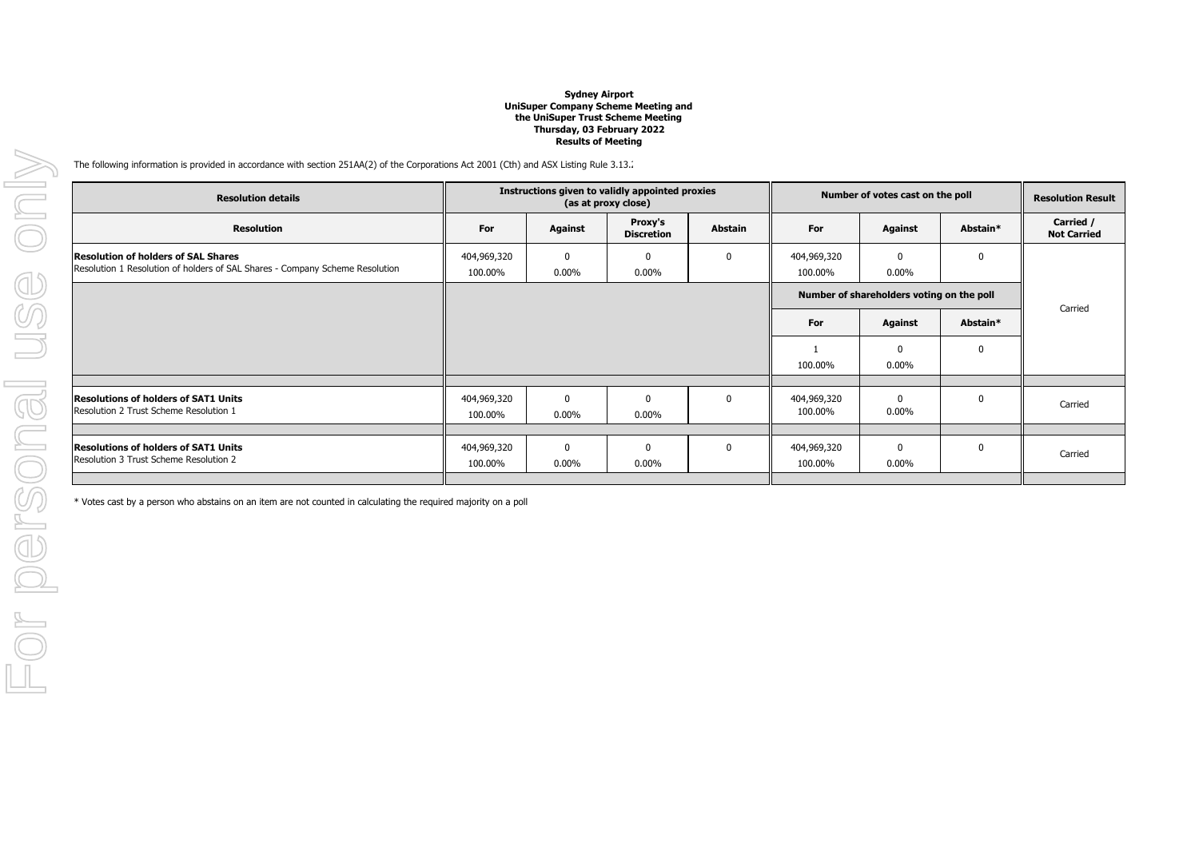**Sydney Airport**
**UniSuper Company Scheme Meeting and**
**the UniSuper Trust Scheme Meeting**
**Thursday, 03 February 2022**
**Results of Meeting**

The following information is provided in accordance with section 251AA(2) of the Corporations Act 2001 (Cth) and ASX Listing Rule 3.13.2

| Resolution details | Instructions given to validly appointed proxies (as at proxy close) | | | | Number of votes cast on the poll | | | Resolution Result |
|---|---|---|---|---|---|---|---|---|
| **Resolution** | **For** | **Against** | **Proxy's Discretion** | **Abstain** | **For** | **Against** | **Abstain*** | **Carried / Not Carried** |
| **Resolution of holders of SAL Shares**<br>Resolution 1 Resolution of holders of SAL Shares - Company Scheme Resolution | 404,969,320<br>100.00% | 0<br>0.00% | 0<br>0.00% | 0 | 404,969,320<br>100.00% | 0<br>0.00% | 0 | Carried |
| | | | | | **Number of shareholders voting on the poll** | | | |
| | | | | | **For** | **Against** | **Abstain*** | |
| | | | | | 1<br>100.00% | 0<br>0.00% | 0 | |
| **Resolutions of holders of SAT1 Units**<br>Resolution 2 Trust Scheme Resolution 1 | 404,969,320<br>100.00% | 0<br>0.00% | 0<br>0.00% | 0 | 404,969,320<br>100.00% | 0<br>0.00% | 0 | Carried |
| **Resolutions of holders of SAT1 Units**<br>Resolution 3 Trust Scheme Resolution 2 | 404,969,320<br>100.00% | 0<br>0.00% | 0<br>0.00% | 0 | 404,969,320<br>100.00% | 0<br>0.00% | 0 | Carried |

* Votes cast by a person who abstains on an item are not counted in calculating the required majority on a poll